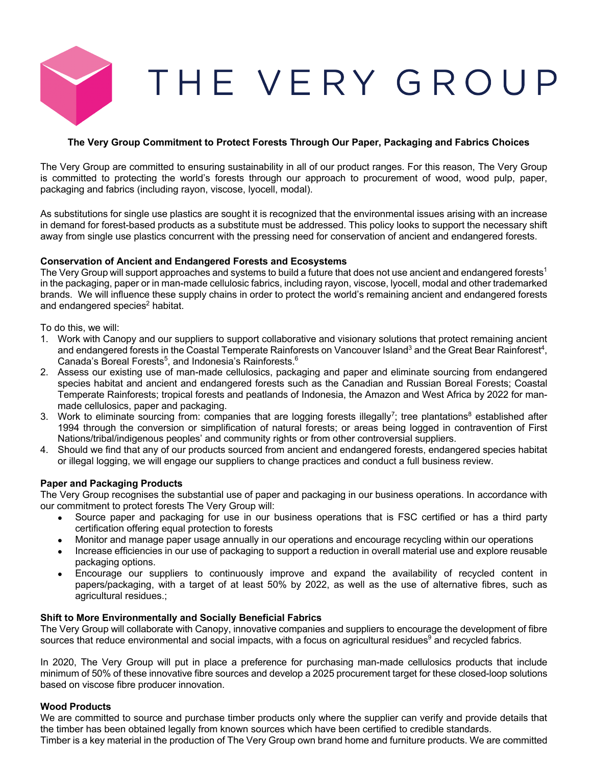# THE VERY GROUP

**The Very Group Commitment to Protect Forests Through Our Paper, Packaging and Fabrics Choices**

The Very Group are committed to ensuring sustainability in all of our product ranges. For this reason, The Very Group is committed to protecting the world's forests through our approach to procurement of wood, wood pulp, paper, packaging and fabrics (including rayon, viscose, lyocell, modal).

As substitutions for single use plastics are sought it is recognized that the environmental issues arising with an increase in demand for forest-based products as a substitute must be addressed. This policy looks to support the necessary shift away from single use plastics concurrent with the pressing need for conservation of ancient and endangered forests.

**Conservation of Ancient and Endangered Forests and Ecosystems**

The Very Group will support approaches and systems to build a future that does not use ancient and endangered forests[1] in the packaging, paper or in man-made cellulosic fabrics, including rayon, viscose, lyocell, modal and other trademarked brands. We will influence these supply chains in order to protect the world's remaining ancient and endangered forests and endangered species[2] habitat.

To do this, we will:

1. Work with Canopy and our suppliers to support collaborative and visionary solutions that protect remaining ancient and endangered forests in the Coastal Temperate Rainforests on Vancouver Island[3] and the Great Bear Rainforest[4], Canada's Boreal Forests[5], and Indonesia's Rainforests.[6]
2. Assess our existing use of man-made cellulosics, packaging and paper and eliminate sourcing from endangered species habitat and ancient and endangered forests such as the Canadian and Russian Boreal Forests; Coastal Temperate Rainforests; tropical forests and peatlands of Indonesia, the Amazon and West Africa by 2022 for man-made cellulosics, paper and packaging.
3. Work to eliminate sourcing from: companies that are logging forests illegally[7]; tree plantations[8] established after 1994 through the conversion or simplification of natural forests; or areas being logged in contravention of First Nations/tribal/indigenous peoples' and community rights or from other controversial suppliers.
4. Should we find that any of our products sourced from ancient and endangered forests, endangered species habitat or illegal logging, we will engage our suppliers to change practices and conduct a full business review.

**Paper and Packaging Products**

The Very Group recognises the substantial use of paper and packaging in our business operations. In accordance with our commitment to protect forests The Very Group will:

- Source paper and packaging for use in our business operations that is FSC certified or has a third party certification offering equal protection to forests
- Monitor and manage paper usage annually in our operations and encourage recycling within our operations
- Increase efficiencies in our use of packaging to support a reduction in overall material use and explore reusable packaging options.
- Encourage our suppliers to continuously improve and expand the availability of recycled content in papers/packaging, with a target of at least 50% by 2022, as well as the use of alternative fibres, such as agricultural residues.;

**Shift to More Environmentally and Socially Beneficial Fabrics**

The Very Group will collaborate with Canopy, innovative companies and suppliers to encourage the development of fibre sources that reduce environmental and social impacts, with a focus on agricultural residues[9] and recycled fabrics.

In 2020, The Very Group will put in place a preference for purchasing man-made cellulosics products that include minimum of 50% of these innovative fibre sources and develop a 2025 procurement target for these closed-loop solutions based on viscose fibre producer innovation.

**Wood Products**

We are committed to source and purchase timber products only where the supplier can verify and provide details that the timber has been obtained legally from known sources which have been certified to credible standards.

Timber is a key material in the production of The Very Group own brand home and furniture products. We are committed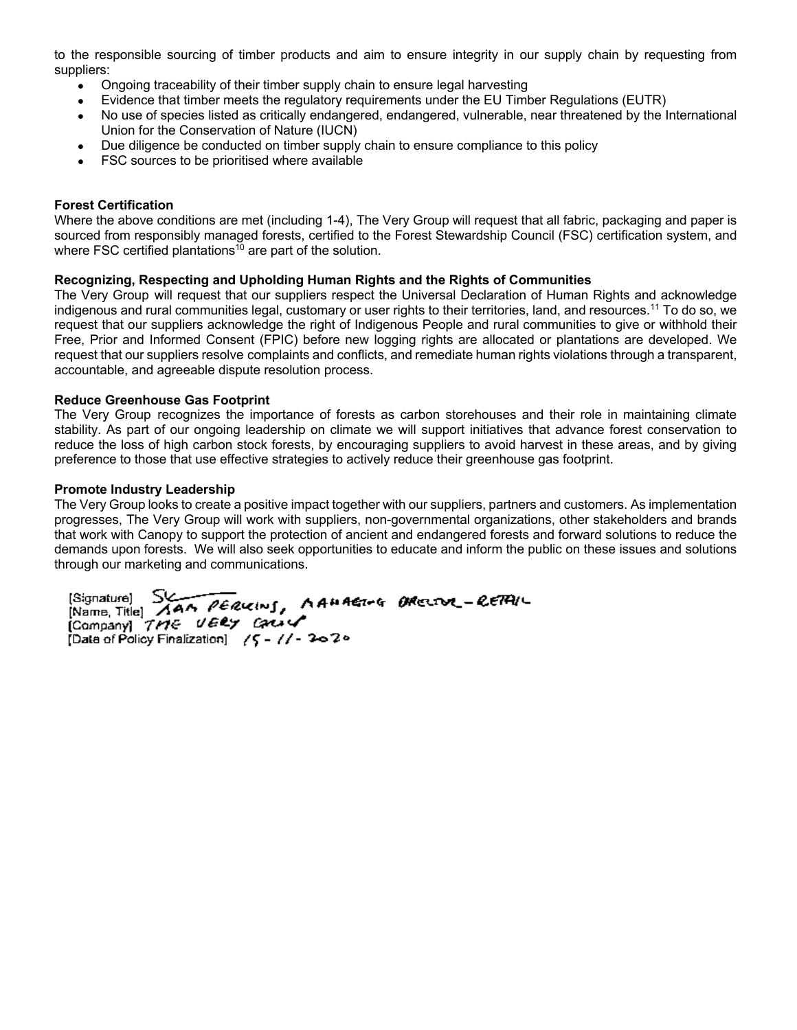to the responsible sourcing of timber products and aim to ensure integrity in our supply chain by requesting from suppliers:

- Ongoing traceability of their timber supply chain to ensure legal harvesting
- Evidence that timber meets the regulatory requirements under the EU Timber Regulations (EUTR)
- No use of species listed as critically endangered, endangered, vulnerable, near threatened by the International Union for the Conservation of Nature (IUCN)
- Due diligence be conducted on timber supply chain to ensure compliance to this policy
- FSC sources to be prioritised where available

**Forest Certification**

Where the above conditions are met (including 1-4), The Very Group will request that all fabric, packaging and paper is sourced from responsibly managed forests, certified to the Forest Stewardship Council (FSC) certification system, and where FSC certified plantations[10] are part of the solution.

**Recognizing, Respecting and Upholding Human Rights and the Rights of Communities**

The Very Group will request that our suppliers respect the Universal Declaration of Human Rights and acknowledge indigenous and rural communities legal, customary or user rights to their territories, land, and resources.[11] To do so, we request that our suppliers acknowledge the right of Indigenous People and rural communities to give or withhold their Free, Prior and Informed Consent (FPIC) before new logging rights are allocated or plantations are developed. We request that our suppliers resolve complaints and conflicts, and remediate human rights violations through a transparent, accountable, and agreeable dispute resolution process.

**Reduce Greenhouse Gas Footprint**

The Very Group recognizes the importance of forests as carbon storehouses and their role in maintaining climate stability. As part of our ongoing leadership on climate we will support initiatives that advance forest conservation to reduce the loss of high carbon stock forests, by encouraging suppliers to avoid harvest in these areas, and by giving preference to those that use effective strategies to actively reduce their greenhouse gas footprint.

**Promote Industry Leadership**

The Very Group looks to create a positive impact together with our suppliers, partners and customers. As implementation progresses, The Very Group will work with suppliers, non-governmental organizations, other stakeholders and brands that work with Canopy to support the protection of ancient and endangered forests and forward solutions to reduce the demands upon forests. We will also seek opportunities to educate and inform the public on these issues and solutions through our marketing and communications.

[Signature] SK
[Name, Title] SAM PERKINS, MANAGING DIRECTOR – RETAIL
[Company] THE VERY GROUP
[Date of Policy Finalization] 15 - 11 - 2020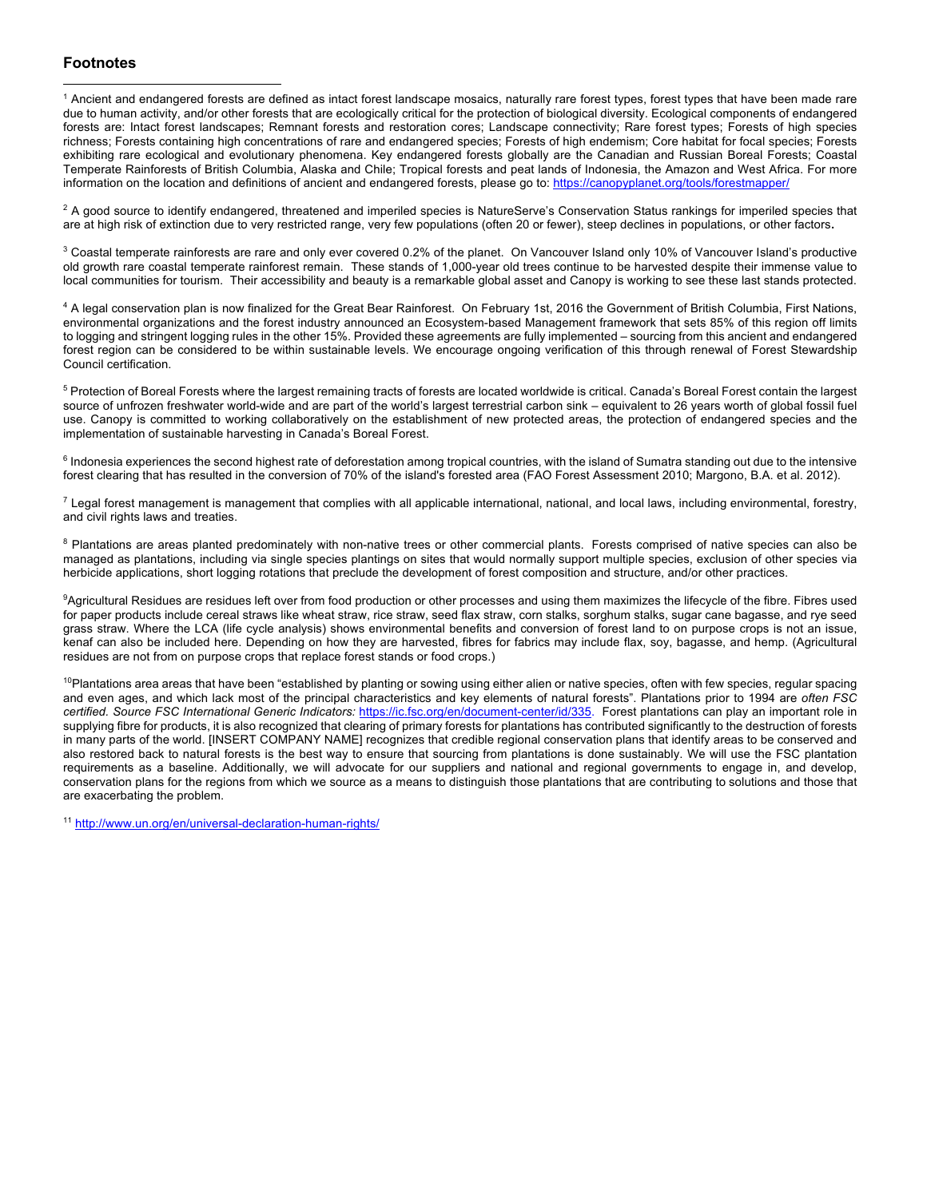## Footnotes

[1] Ancient and endangered forests are defined as intact forest landscape mosaics, naturally rare forest types, forest types that have been made rare due to human activity, and/or other forests that are ecologically critical for the protection of biological diversity. Ecological components of endangered forests are: Intact forest landscapes; Remnant forests and restoration cores; Landscape connectivity; Rare forest types; Forests of high species richness; Forests containing high concentrations of rare and endangered species; Forests of high endemism; Core habitat for focal species; Forests exhibiting rare ecological and evolutionary phenomena. Key endangered forests globally are the Canadian and Russian Boreal Forests; Coastal Temperate Rainforests of British Columbia, Alaska and Chile; Tropical forests and peat lands of Indonesia, the Amazon and West Africa. For more information on the location and definitions of ancient and endangered forests, please go to: https://canopyplanet.org/tools/forestmapper/

[2] A good source to identify endangered, threatened and imperiled species is NatureServe's Conservation Status rankings for imperiled species that are at high risk of extinction due to very restricted range, very few populations (often 20 or fewer), steep declines in populations, or other factors**.**

[3] Coastal temperate rainforests are rare and only ever covered 0.2% of the planet. On Vancouver Island only 10% of Vancouver Island's productive old growth rare coastal temperate rainforest remain. These stands of 1,000-year old trees continue to be harvested despite their immense value to local communities for tourism. Their accessibility and beauty is a remarkable global asset and Canopy is working to see these last stands protected.

[4] A legal conservation plan is now finalized for the Great Bear Rainforest. On February 1st, 2016 the Government of British Columbia, First Nations, environmental organizations and the forest industry announced an Ecosystem-based Management framework that sets 85% of this region off limits to logging and stringent logging rules in the other 15%. Provided these agreements are fully implemented – sourcing from this ancient and endangered forest region can be considered to be within sustainable levels. We encourage ongoing verification of this through renewal of Forest Stewardship Council certification.

[5] Protection of Boreal Forests where the largest remaining tracts of forests are located worldwide is critical. Canada's Boreal Forest contain the largest source of unfrozen freshwater world-wide and are part of the world's largest terrestrial carbon sink – equivalent to 26 years worth of global fossil fuel use. Canopy is committed to working collaboratively on the establishment of new protected areas, the protection of endangered species and the implementation of sustainable harvesting in Canada's Boreal Forest.

[6] Indonesia experiences the second highest rate of deforestation among tropical countries, with the island of Sumatra standing out due to the intensive forest clearing that has resulted in the conversion of 70% of the island's forested area (FAO Forest Assessment 2010; Margono, B.A. et al. 2012).

[7] Legal forest management is management that complies with all applicable international, national, and local laws, including environmental, forestry, and civil rights laws and treaties.

[8] Plantations are areas planted predominately with non-native trees or other commercial plants. Forests comprised of native species can also be managed as plantations, including via single species plantings on sites that would normally support multiple species, exclusion of other species via herbicide applications, short logging rotations that preclude the development of forest composition and structure, and/or other practices.

[9]Agricultural Residues are residues left over from food production or other processes and using them maximizes the lifecycle of the fibre. Fibres used for paper products include cereal straws like wheat straw, rice straw, seed flax straw, corn stalks, sorghum stalks, sugar cane bagasse, and rye seed grass straw. Where the LCA (life cycle analysis) shows environmental benefits and conversion of forest land to on purpose crops is not an issue, kenaf can also be included here. Depending on how they are harvested, fibres for fabrics may include flax, soy, bagasse, and hemp. (Agricultural residues are not from on purpose crops that replace forest stands or food crops.)

[10]Plantations area areas that have been "established by planting or sowing using either alien or native species, often with few species, regular spacing and even ages, and which lack most of the principal characteristics and key elements of natural forests". Plantations prior to 1994 are *often FSC certified. Source FSC International Generic Indicators:* https://ic.fsc.org/en/document-center/id/335. Forest plantations can play an important role in supplying fibre for products, it is also recognized that clearing of primary forests for plantations has contributed significantly to the destruction of forests in many parts of the world. [INSERT COMPANY NAME] recognizes that credible regional conservation plans that identify areas to be conserved and also restored back to natural forests is the best way to ensure that sourcing from plantations is done sustainably. We will use the FSC plantation requirements as a baseline. Additionally, we will advocate for our suppliers and national and regional governments to engage in, and develop, conservation plans for the regions from which we source as a means to distinguish those plantations that are contributing to solutions and those that are exacerbating the problem.

[11] http://www.un.org/en/universal-declaration-human-rights/